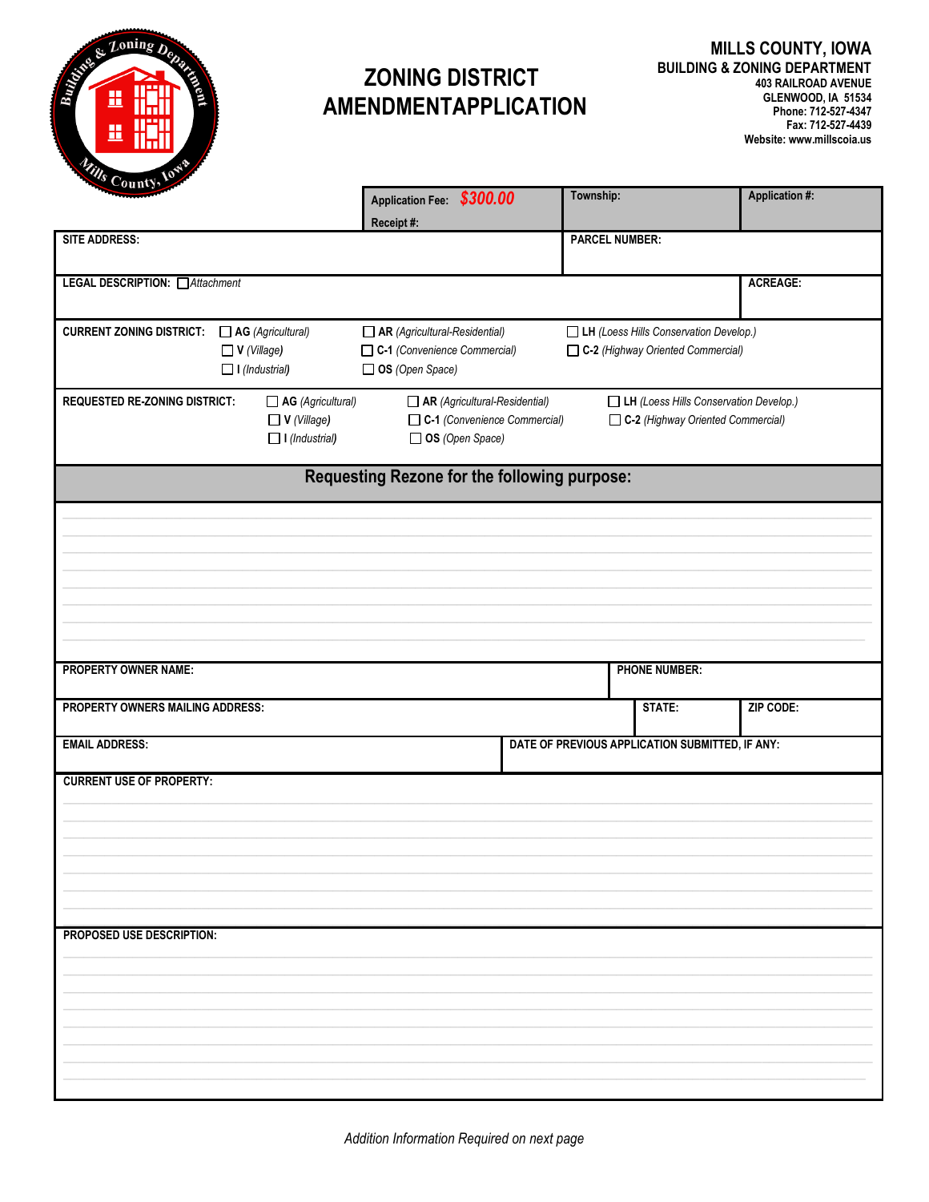# ZONING DISTRICT AMENDMENTAPPLICATION

**MILLS COUNTY, IOWA**
**BUILDING & ZONING DEPARTMENT**
403 RAILROAD AVENUE
GLENWOOD, IA 51534
Phone: 712-527-4347
Fax: 712-527-4439
Website: www.millscoia.us

| Application Fee: *$300.00* Receipt #: | Township: | Application #: |
|---|---|---|

**SITE ADDRESS:**

**PARCEL NUMBER:**

**LEGAL DESCRIPTION:** ☐ *Attachment*

**ACREAGE:**

**CURRENT ZONING DISTRICT:**
- ☐ **AG** *(Agricultural)*
- ☐ **V** *(Village)*
- ☐ **I** *(Industrial)*
- ☐ **AR** *(Agricultural-Residential)*
- ☐ **C-1** *(Convenience Commercial)*
- ☐ **OS** *(Open Space)*
- ☐ **LH** *(Loess Hills Conservation Develop.)*
- ☐ **C-2** *(Highway Oriented Commercial)*

**REQUESTED RE-ZONING DISTRICT:**
- ☐ **AG** *(Agricultural)*
- ☐ **V** *(Village)*
- ☐ **I** *(Industrial)*
- ☐ **AR** *(Agricultural-Residential)*
- ☐ **C-1** *(Convenience Commercial)*
- ☐ **OS** *(Open Space)*
- ☐ **LH** *(Loess Hills Conservation Develop.)*
- ☐ **C-2** *(Highway Oriented Commercial)*

## Requesting Rezone for the following purpose:

**PROPERTY OWNER NAME:**

**PHONE NUMBER:**

**PROPERTY OWNERS MAILING ADDRESS:**

**STATE:**

**ZIP CODE:**

**EMAIL ADDRESS:**

**DATE OF PREVIOUS APPLICATION SUBMITTED, IF ANY:**

**CURRENT USE OF PROPERTY:**

**PROPOSED USE DESCRIPTION:**

*Addition Information Required on next page*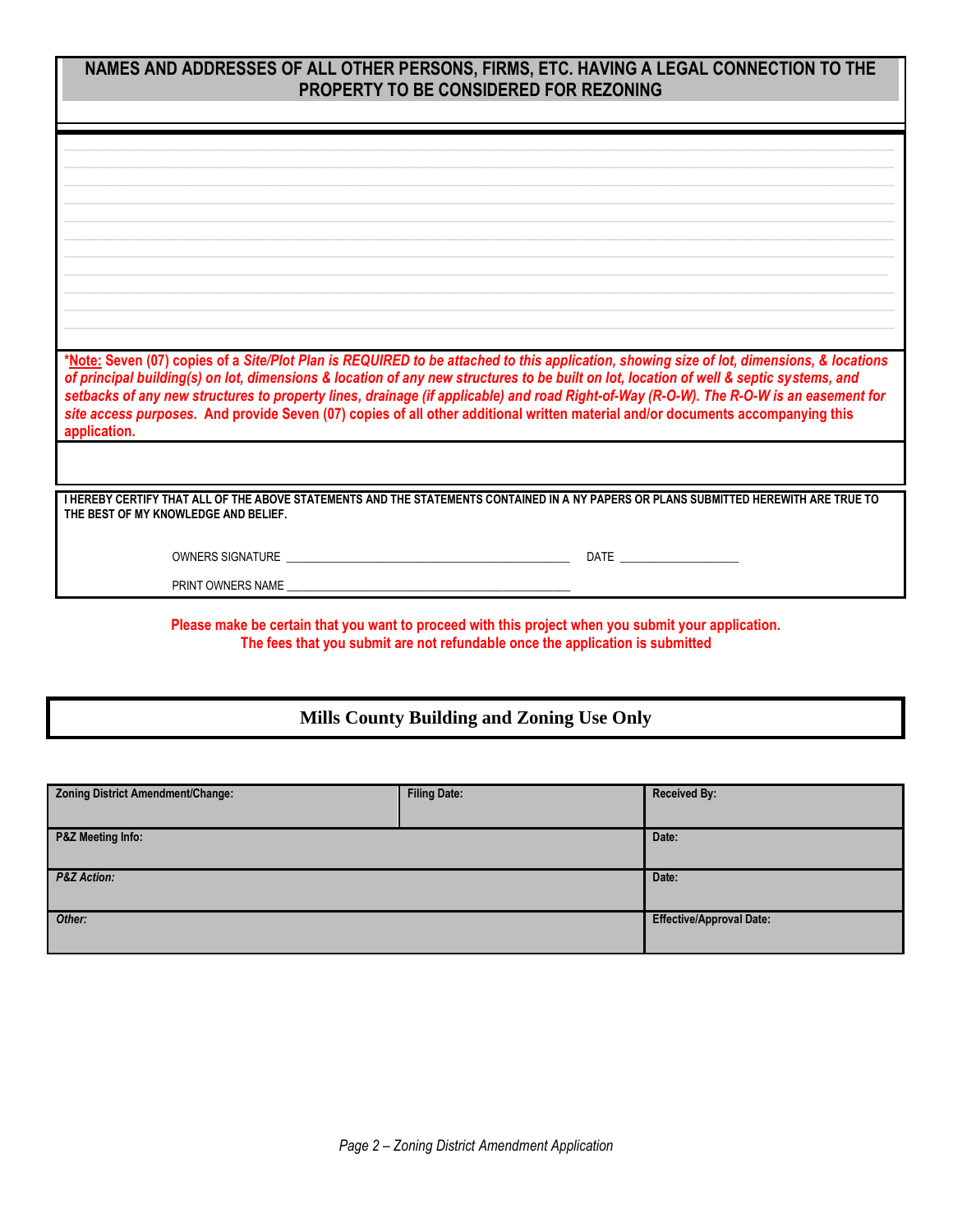## NAMES AND ADDRESSES OF ALL OTHER PERSONS, FIRMS, ETC. HAVING A LEGAL CONNECTION TO THE PROPERTY TO BE CONSIDERED FOR REZONING

**\*Note: Seven (07) copies of a *Site/Plot Plan is REQUIRED to be attached to this application, showing size of lot, dimensions, & locations of principal building(s) on lot, dimensions & location of any new structures to be built on lot, location of well & septic systems, and setbacks of any new structures to property lines, drainage (if applicable) and road Right-of-Way (R-O-W). The R-O-W is an easement for site access purposes.* And provide Seven (07) copies of all other additional written material and/or documents accompanying this application.**

**I HEREBY CERTIFY THAT ALL OF THE ABOVE STATEMENTS AND THE STATEMENTS CONTAINED IN A NY PAPERS OR PLANS SUBMITTED HEREWITH ARE TRUE TO THE BEST OF MY KNOWLEDGE AND BELIEF.**

OWNERS SIGNATURE ______________________________ DATE ______________

PRINT OWNERS NAME ______________________________

**Please make be certain that you want to proceed with this project when you submit your application. The fees that you submit are not refundable once the application is submitted**

## Mills County Building and Zoning Use Only

| | | |
|---|---|---|
| **Zoning District Amendment/Change:** | **Filing Date:** | **Received By:** |
| **P&Z Meeting Info:** | | **Date:** |
| ***P&Z Action:*** | | **Date:** |
| ***Other:*** | | **Effective/Approval Date:** |